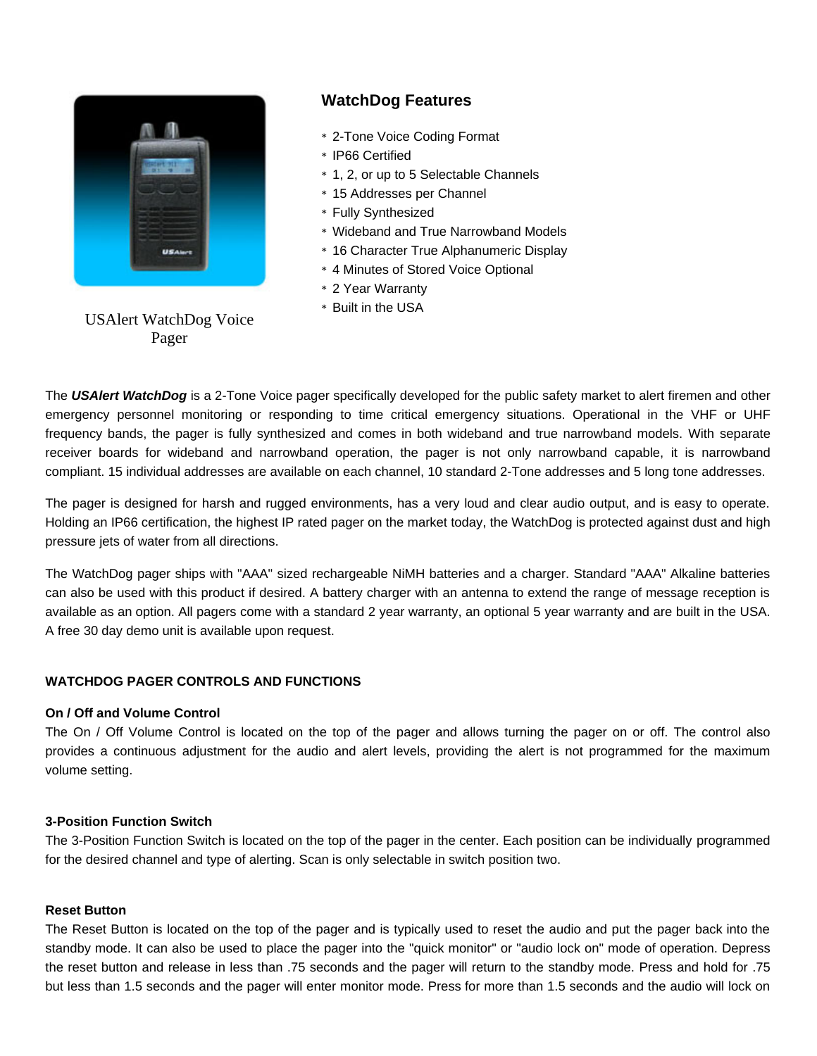USAlert WatchDog Voice Pager

## WatchDog Features

* 2-Tone Voice Coding Format
* IP66 Certified
* 1, 2, or up to 5 Selectable Channels
* 15 Addresses per Channel
* Fully Synthesized
* Wideband and True Narrowband Models
* 16 Character True Alphanumeric Display
* 4 Minutes of Stored Voice Optional
* 2 Year Warranty
* Built in the USA

The ***USAlert WatchDog*** is a 2-Tone Voice pager specifically developed for the public safety market to alert firemen and other emergency personnel monitoring or responding to time critical emergency situations. Operational in the VHF or UHF frequency bands, the pager is fully synthesized and comes in both wideband and true narrowband models. With separate receiver boards for wideband and narrowband operation, the pager is not only narrowband capable, it is narrowband compliant. 15 individual addresses are available on each channel, 10 standard 2-Tone addresses and 5 long tone addresses.

The pager is designed for harsh and rugged environments, has a very loud and clear audio output, and is easy to operate. Holding an IP66 certification, the highest IP rated pager on the market today, the WatchDog is protected against dust and high pressure jets of water from all directions.

The WatchDog pager ships with "AAA" sized rechargeable NiMH batteries and a charger. Standard "AAA" Alkaline batteries can also be used with this product if desired. A battery charger with an antenna to extend the range of message reception is available as an option. All pagers come with a standard 2 year warranty, an optional 5 year warranty and are built in the USA. A free 30 day demo unit is available upon request.

### WATCHDOG PAGER CONTROLS AND FUNCTIONS

**On / Off and Volume Control**
The On / Off Volume Control is located on the top of the pager and allows turning the pager on or off. The control also provides a continuous adjustment for the audio and alert levels, providing the alert is not programmed for the maximum volume setting.

**3-Position Function Switch**
The 3-Position Function Switch is located on the top of the pager in the center. Each position can be individually programmed for the desired channel and type of alerting. Scan is only selectable in switch position two.

**Reset Button**
The Reset Button is located on the top of the pager and is typically used to reset the audio and put the pager back into the standby mode. It can also be used to place the pager into the "quick monitor" or "audio lock on" mode of operation. Depress the reset button and release in less than .75 seconds and the pager will return to the standby mode. Press and hold for .75 but less than 1.5 seconds and the pager will enter monitor mode. Press for more than 1.5 seconds and the audio will lock on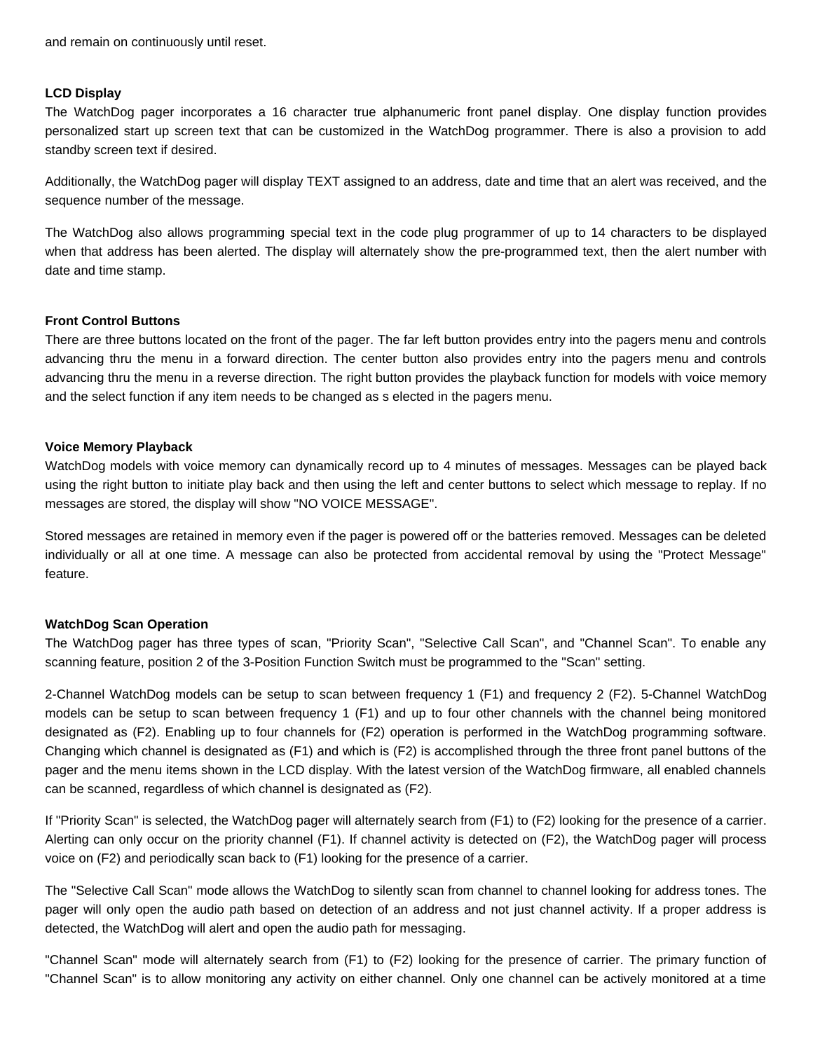and remain on continuously until reset.

**LCD Display**

The WatchDog pager incorporates a 16 character true alphanumeric front panel display. One display function provides personalized start up screen text that can be customized in the WatchDog programmer. There is also a provision to add standby screen text if desired.

Additionally, the WatchDog pager will display TEXT assigned to an address, date and time that an alert was received, and the sequence number of the message.

The WatchDog also allows programming special text in the code plug programmer of up to 14 characters to be displayed when that address has been alerted. The display will alternately show the pre-programmed text, then the alert number with date and time stamp.

**Front Control Buttons**

There are three buttons located on the front of the pager. The far left button provides entry into the pagers menu and controls advancing thru the menu in a forward direction. The center button also provides entry into the pagers menu and controls advancing thru the menu in a reverse direction. The right button provides the playback function for models with voice memory and the select function if any item needs to be changed as s elected in the pagers menu.

**Voice Memory Playback**

WatchDog models with voice memory can dynamically record up to 4 minutes of messages. Messages can be played back using the right button to initiate play back and then using the left and center buttons to select which message to replay. If no messages are stored, the display will show "NO VOICE MESSAGE".

Stored messages are retained in memory even if the pager is powered off or the batteries removed. Messages can be deleted individually or all at one time. A message can also be protected from accidental removal by using the "Protect Message" feature.

**WatchDog Scan Operation**

The WatchDog pager has three types of scan, "Priority Scan", "Selective Call Scan", and "Channel Scan". To enable any scanning feature, position 2 of the 3-Position Function Switch must be programmed to the "Scan" setting.

2-Channel WatchDog models can be setup to scan between frequency 1 (F1) and frequency 2 (F2). 5-Channel WatchDog models can be setup to scan between frequency 1 (F1) and up to four other channels with the channel being monitored designated as (F2). Enabling up to four channels for (F2) operation is performed in the WatchDog programming software. Changing which channel is designated as (F1) and which is (F2) is accomplished through the three front panel buttons of the pager and the menu items shown in the LCD display. With the latest version of the WatchDog firmware, all enabled channels can be scanned, regardless of which channel is designated as (F2).

If "Priority Scan" is selected, the WatchDog pager will alternately search from (F1) to (F2) looking for the presence of a carrier. Alerting can only occur on the priority channel (F1). If channel activity is detected on (F2), the WatchDog pager will process voice on (F2) and periodically scan back to (F1) looking for the presence of a carrier.

The "Selective Call Scan" mode allows the WatchDog to silently scan from channel to channel looking for address tones. The pager will only open the audio path based on detection of an address and not just channel activity. If a proper address is detected, the WatchDog will alert and open the audio path for messaging.

"Channel Scan" mode will alternately search from (F1) to (F2) looking for the presence of carrier. The primary function of "Channel Scan" is to allow monitoring any activity on either channel. Only one channel can be actively monitored at a time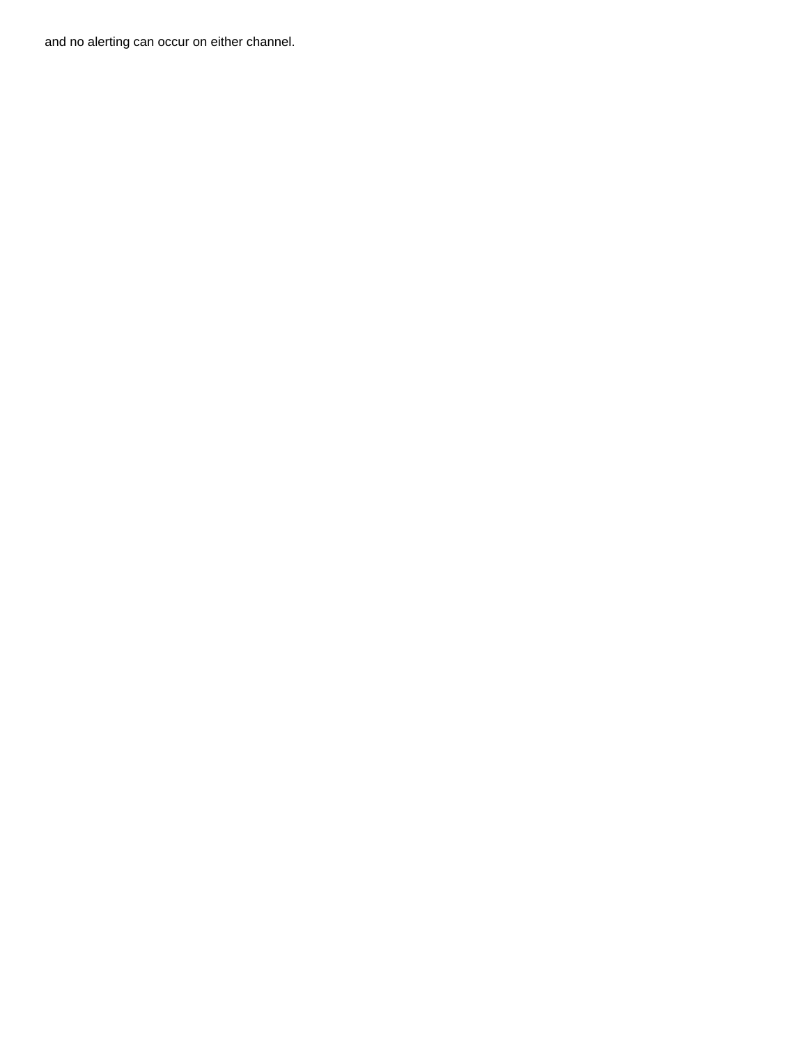and no alerting can occur on either channel.